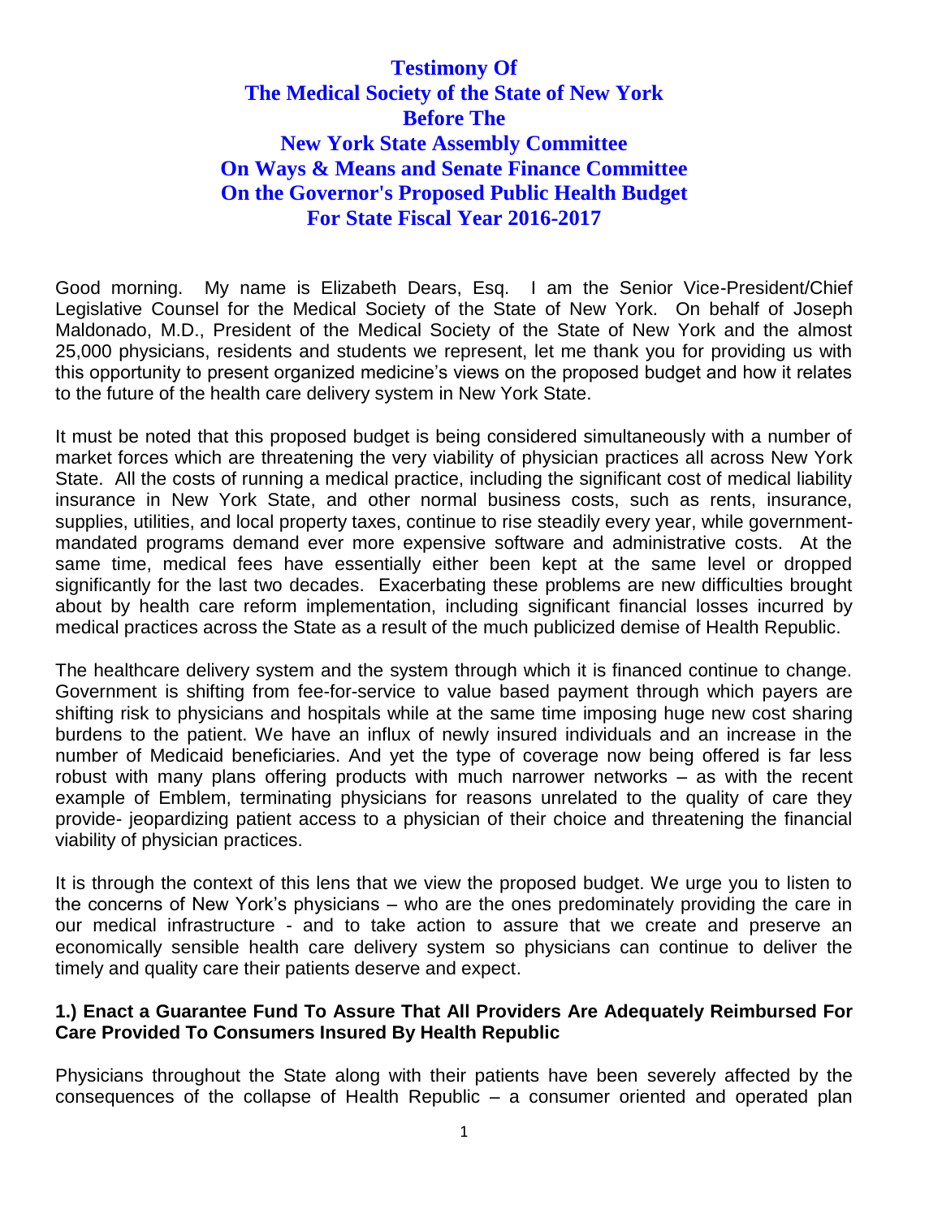# Testimony Of
# The Medical Society of the State of New York
# Before The
# New York State Assembly Committee
# On Ways & Means and Senate Finance Committee
# On the Governor's Proposed Public Health Budget
# For State Fiscal Year 2016-2017

Good morning. My name is Elizabeth Dears, Esq. I am the Senior Vice-President/Chief Legislative Counsel for the Medical Society of the State of New York. On behalf of Joseph Maldonado, M.D., President of the Medical Society of the State of New York and the almost 25,000 physicians, residents and students we represent, let me thank you for providing us with this opportunity to present organized medicine's views on the proposed budget and how it relates to the future of the health care delivery system in New York State.

It must be noted that this proposed budget is being considered simultaneously with a number of market forces which are threatening the very viability of physician practices all across New York State. All the costs of running a medical practice, including the significant cost of medical liability insurance in New York State, and other normal business costs, such as rents, insurance, supplies, utilities, and local property taxes, continue to rise steadily every year, while government-mandated programs demand ever more expensive software and administrative costs. At the same time, medical fees have essentially either been kept at the same level or dropped significantly for the last two decades. Exacerbating these problems are new difficulties brought about by health care reform implementation, including significant financial losses incurred by medical practices across the State as a result of the much publicized demise of Health Republic.

The healthcare delivery system and the system through which it is financed continue to change. Government is shifting from fee-for-service to value based payment through which payers are shifting risk to physicians and hospitals while at the same time imposing huge new cost sharing burdens to the patient. We have an influx of newly insured individuals and an increase in the number of Medicaid beneficiaries. And yet the type of coverage now being offered is far less robust with many plans offering products with much narrower networks – as with the recent example of Emblem, terminating physicians for reasons unrelated to the quality of care they provide- jeopardizing patient access to a physician of their choice and threatening the financial viability of physician practices.

It is through the context of this lens that we view the proposed budget. We urge you to listen to the concerns of New York's physicians – who are the ones predominately providing the care in our medical infrastructure - and to take action to assure that we create and preserve an economically sensible health care delivery system so physicians can continue to deliver the timely and quality care their patients deserve and expect.

**1.) Enact a Guarantee Fund To Assure That All Providers Are Adequately Reimbursed For Care Provided To Consumers Insured By Health Republic**

Physicians throughout the State along with their patients have been severely affected by the consequences of the collapse of Health Republic – a consumer oriented and operated plan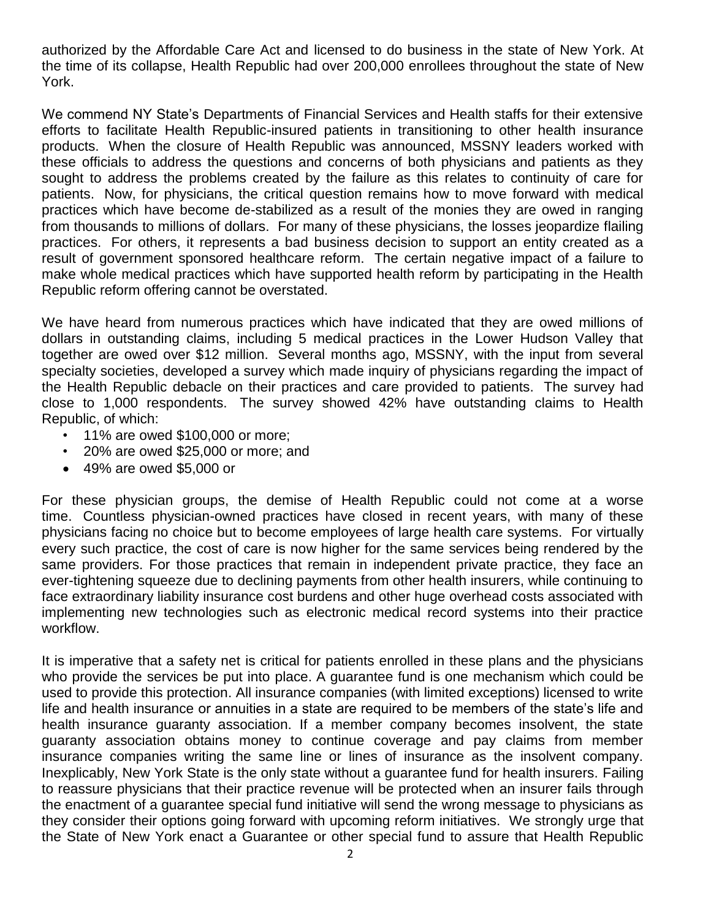authorized by the Affordable Care Act and licensed to do business in the state of New York. At the time of its collapse, Health Republic had over 200,000 enrollees throughout the state of New York.

We commend NY State's Departments of Financial Services and Health staffs for their extensive efforts to facilitate Health Republic-insured patients in transitioning to other health insurance products. When the closure of Health Republic was announced, MSSNY leaders worked with these officials to address the questions and concerns of both physicians and patients as they sought to address the problems created by the failure as this relates to continuity of care for patients. Now, for physicians, the critical question remains how to move forward with medical practices which have become de-stabilized as a result of the monies they are owed in ranging from thousands to millions of dollars. For many of these physicians, the losses jeopardize flailing practices. For others, it represents a bad business decision to support an entity created as a result of government sponsored healthcare reform. The certain negative impact of a failure to make whole medical practices which have supported health reform by participating in the Health Republic reform offering cannot be overstated.

We have heard from numerous practices which have indicated that they are owed millions of dollars in outstanding claims, including 5 medical practices in the Lower Hudson Valley that together are owed over $12 million. Several months ago, MSSNY, with the input from several specialty societies, developed a survey which made inquiry of physicians regarding the impact of the Health Republic debacle on their practices and care provided to patients. The survey had close to 1,000 respondents. The survey showed 42% have outstanding claims to Health Republic, of which:

- 11% are owed $100,000 or more;
- 20% are owed $25,000 or more; and
- 49% are owed $5,000 or

For these physician groups, the demise of Health Republic could not come at a worse time. Countless physician-owned practices have closed in recent years, with many of these physicians facing no choice but to become employees of large health care systems. For virtually every such practice, the cost of care is now higher for the same services being rendered by the same providers. For those practices that remain in independent private practice, they face an ever-tightening squeeze due to declining payments from other health insurers, while continuing to face extraordinary liability insurance cost burdens and other huge overhead costs associated with implementing new technologies such as electronic medical record systems into their practice workflow.

It is imperative that a safety net is critical for patients enrolled in these plans and the physicians who provide the services be put into place. A guarantee fund is one mechanism which could be used to provide this protection. All insurance companies (with limited exceptions) licensed to write life and health insurance or annuities in a state are required to be members of the state's life and health insurance guaranty association. If a member company becomes insolvent, the state guaranty association obtains money to continue coverage and pay claims from member insurance companies writing the same line or lines of insurance as the insolvent company. Inexplicably, New York State is the only state without a guarantee fund for health insurers. Failing to reassure physicians that their practice revenue will be protected when an insurer fails through the enactment of a guarantee special fund initiative will send the wrong message to physicians as they consider their options going forward with upcoming reform initiatives. We strongly urge that the State of New York enact a Guarantee or other special fund to assure that Health Republic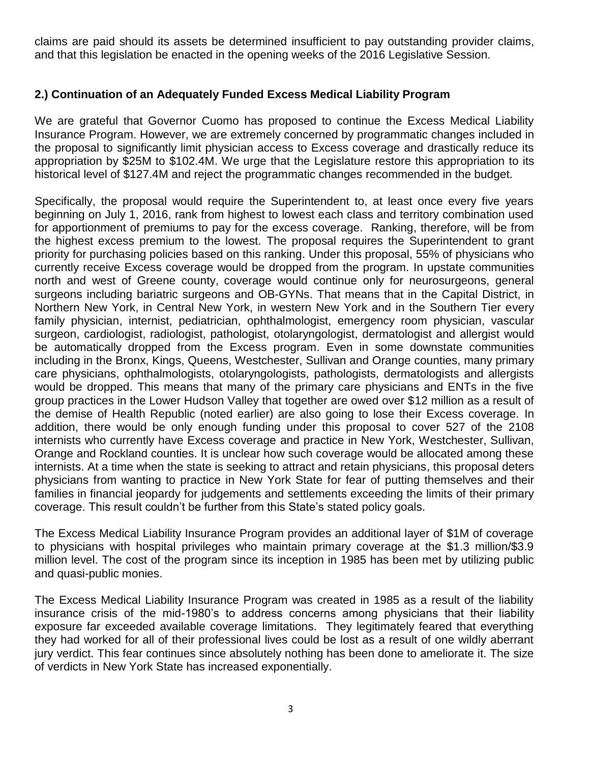claims are paid should its assets be determined insufficient to pay outstanding provider claims, and that this legislation be enacted in the opening weeks of the 2016 Legislative Session.

## 2.) Continuation of an Adequately Funded Excess Medical Liability Program

We are grateful that Governor Cuomo has proposed to continue the Excess Medical Liability Insurance Program. However, we are extremely concerned by programmatic changes included in the proposal to significantly limit physician access to Excess coverage and drastically reduce its appropriation by $25M to $102.4M. We urge that the Legislature restore this appropriation to its historical level of $127.4M and reject the programmatic changes recommended in the budget.

Specifically, the proposal would require the Superintendent to, at least once every five years beginning on July 1, 2016, rank from highest to lowest each class and territory combination used for apportionment of premiums to pay for the excess coverage. Ranking, therefore, will be from the highest excess premium to the lowest. The proposal requires the Superintendent to grant priority for purchasing policies based on this ranking. Under this proposal, 55% of physicians who currently receive Excess coverage would be dropped from the program. In upstate communities north and west of Greene county, coverage would continue only for neurosurgeons, general surgeons including bariatric surgeons and OB-GYNs. That means that in the Capital District, in Northern New York, in Central New York, in western New York and in the Southern Tier every family physician, internist, pediatrician, ophthalmologist, emergency room physician, vascular surgeon, cardiologist, radiologist, pathologist, otolaryngologist, dermatologist and allergist would be automatically dropped from the Excess program. Even in some downstate communities including in the Bronx, Kings, Queens, Westchester, Sullivan and Orange counties, many primary care physicians, ophthalmologists, otolaryngologists, pathologists, dermatologists and allergists would be dropped. This means that many of the primary care physicians and ENTs in the five group practices in the Lower Hudson Valley that together are owed over $12 million as a result of the demise of Health Republic (noted earlier) are also going to lose their Excess coverage. In addition, there would be only enough funding under this proposal to cover 527 of the 2108 internists who currently have Excess coverage and practice in New York, Westchester, Sullivan, Orange and Rockland counties. It is unclear how such coverage would be allocated among these internists. At a time when the state is seeking to attract and retain physicians, this proposal deters physicians from wanting to practice in New York State for fear of putting themselves and their families in financial jeopardy for judgements and settlements exceeding the limits of their primary coverage. This result couldn't be further from this State's stated policy goals.

The Excess Medical Liability Insurance Program provides an additional layer of $1M of coverage to physicians with hospital privileges who maintain primary coverage at the $1.3 million/$3.9 million level. The cost of the program since its inception in 1985 has been met by utilizing public and quasi-public monies.

The Excess Medical Liability Insurance Program was created in 1985 as a result of the liability insurance crisis of the mid-1980's to address concerns among physicians that their liability exposure far exceeded available coverage limitations. They legitimately feared that everything they had worked for all of their professional lives could be lost as a result of one wildly aberrant jury verdict. This fear continues since absolutely nothing has been done to ameliorate it. The size of verdicts in New York State has increased exponentially.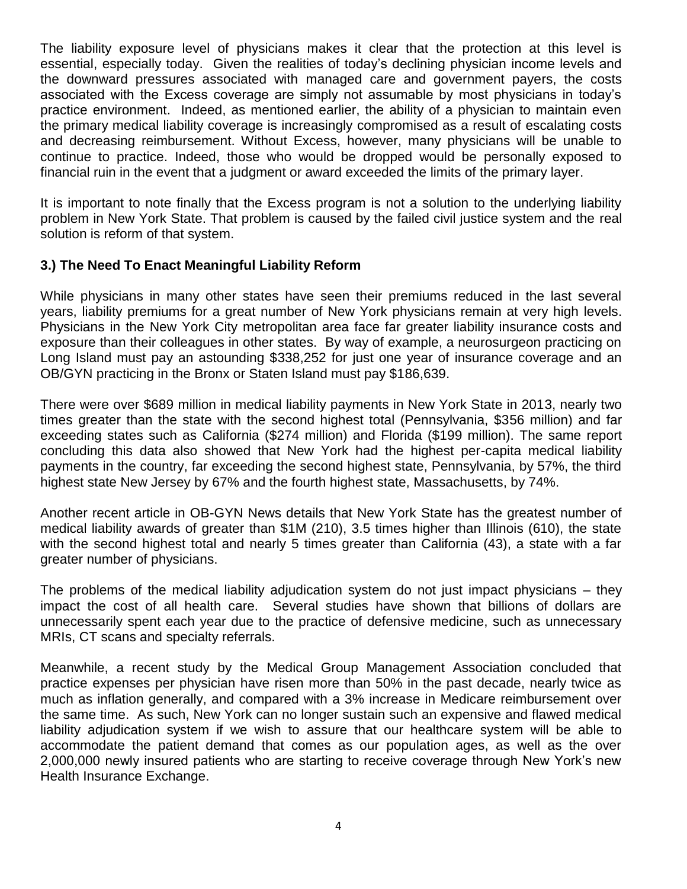The liability exposure level of physicians makes it clear that the protection at this level is essential, especially today. Given the realities of today's declining physician income levels and the downward pressures associated with managed care and government payers, the costs associated with the Excess coverage are simply not assumable by most physicians in today's practice environment. Indeed, as mentioned earlier, the ability of a physician to maintain even the primary medical liability coverage is increasingly compromised as a result of escalating costs and decreasing reimbursement. Without Excess, however, many physicians will be unable to continue to practice. Indeed, those who would be dropped would be personally exposed to financial ruin in the event that a judgment or award exceeded the limits of the primary layer.

It is important to note finally that the Excess program is not a solution to the underlying liability problem in New York State. That problem is caused by the failed civil justice system and the real solution is reform of that system.

### 3.) The Need To Enact Meaningful Liability Reform

While physicians in many other states have seen their premiums reduced in the last several years, liability premiums for a great number of New York physicians remain at very high levels. Physicians in the New York City metropolitan area face far greater liability insurance costs and exposure than their colleagues in other states. By way of example, a neurosurgeon practicing on Long Island must pay an astounding $338,252 for just one year of insurance coverage and an OB/GYN practicing in the Bronx or Staten Island must pay $186,639.

There were over $689 million in medical liability payments in New York State in 2013, nearly two times greater than the state with the second highest total (Pennsylvania, $356 million) and far exceeding states such as California ($274 million) and Florida ($199 million). The same report concluding this data also showed that New York had the highest per-capita medical liability payments in the country, far exceeding the second highest state, Pennsylvania, by 57%, the third highest state New Jersey by 67% and the fourth highest state, Massachusetts, by 74%.

Another recent article in OB-GYN News details that New York State has the greatest number of medical liability awards of greater than $1M (210), 3.5 times higher than Illinois (610), the state with the second highest total and nearly 5 times greater than California (43), a state with a far greater number of physicians.

The problems of the medical liability adjudication system do not just impact physicians – they impact the cost of all health care. Several studies have shown that billions of dollars are unnecessarily spent each year due to the practice of defensive medicine, such as unnecessary MRIs, CT scans and specialty referrals.

Meanwhile, a recent study by the Medical Group Management Association concluded that practice expenses per physician have risen more than 50% in the past decade, nearly twice as much as inflation generally, and compared with a 3% increase in Medicare reimbursement over the same time. As such, New York can no longer sustain such an expensive and flawed medical liability adjudication system if we wish to assure that our healthcare system will be able to accommodate the patient demand that comes as our population ages, as well as the over 2,000,000 newly insured patients who are starting to receive coverage through New York's new Health Insurance Exchange.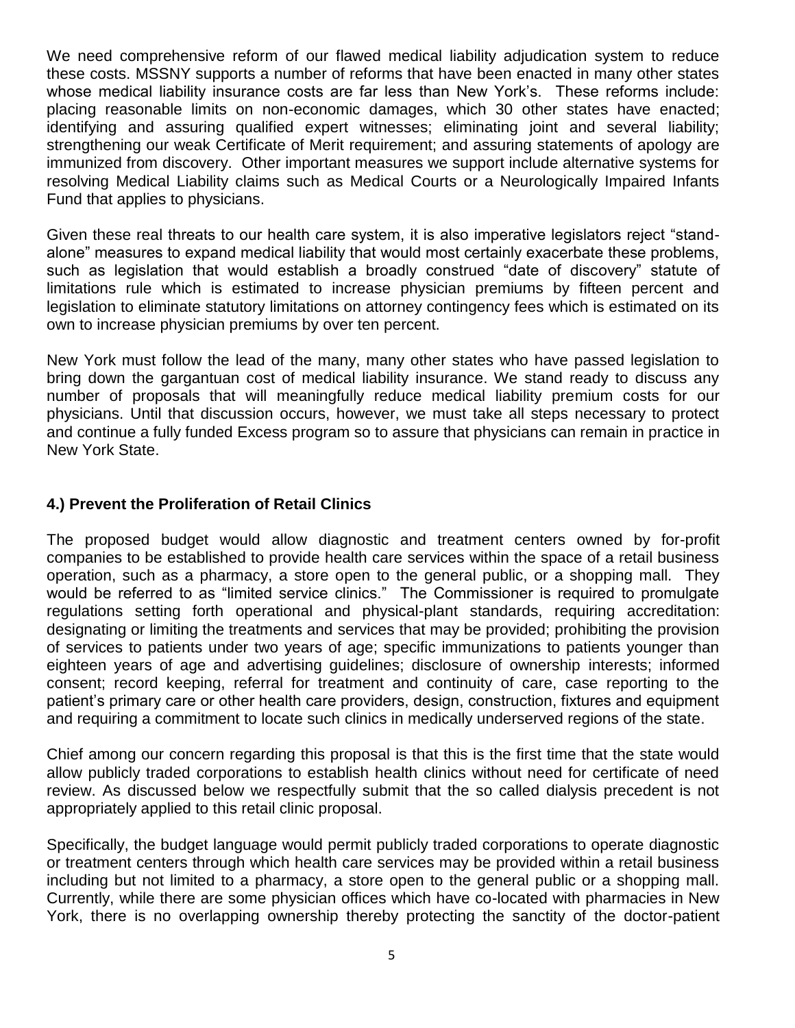We need comprehensive reform of our flawed medical liability adjudication system to reduce these costs. MSSNY supports a number of reforms that have been enacted in many other states whose medical liability insurance costs are far less than New York's. These reforms include: placing reasonable limits on non-economic damages, which 30 other states have enacted; identifying and assuring qualified expert witnesses; eliminating joint and several liability; strengthening our weak Certificate of Merit requirement; and assuring statements of apology are immunized from discovery. Other important measures we support include alternative systems for resolving Medical Liability claims such as Medical Courts or a Neurologically Impaired Infants Fund that applies to physicians.

Given these real threats to our health care system, it is also imperative legislators reject "stand-alone" measures to expand medical liability that would most certainly exacerbate these problems, such as legislation that would establish a broadly construed "date of discovery" statute of limitations rule which is estimated to increase physician premiums by fifteen percent and legislation to eliminate statutory limitations on attorney contingency fees which is estimated on its own to increase physician premiums by over ten percent.

New York must follow the lead of the many, many other states who have passed legislation to bring down the gargantuan cost of medical liability insurance. We stand ready to discuss any number of proposals that will meaningfully reduce medical liability premium costs for our physicians. Until that discussion occurs, however, we must take all steps necessary to protect and continue a fully funded Excess program so to assure that physicians can remain in practice in New York State.

### 4.) Prevent the Proliferation of Retail Clinics

The proposed budget would allow diagnostic and treatment centers owned by for-profit companies to be established to provide health care services within the space of a retail business operation, such as a pharmacy, a store open to the general public, or a shopping mall. They would be referred to as "limited service clinics." The Commissioner is required to promulgate regulations setting forth operational and physical-plant standards, requiring accreditation: designating or limiting the treatments and services that may be provided; prohibiting the provision of services to patients under two years of age; specific immunizations to patients younger than eighteen years of age and advertising guidelines; disclosure of ownership interests; informed consent; record keeping, referral for treatment and continuity of care, case reporting to the patient's primary care or other health care providers, design, construction, fixtures and equipment and requiring a commitment to locate such clinics in medically underserved regions of the state.

Chief among our concern regarding this proposal is that this is the first time that the state would allow publicly traded corporations to establish health clinics without need for certificate of need review. As discussed below we respectfully submit that the so called dialysis precedent is not appropriately applied to this retail clinic proposal.

Specifically, the budget language would permit publicly traded corporations to operate diagnostic or treatment centers through which health care services may be provided within a retail business including but not limited to a pharmacy, a store open to the general public or a shopping mall. Currently, while there are some physician offices which have co-located with pharmacies in New York, there is no overlapping ownership thereby protecting the sanctity of the doctor-patient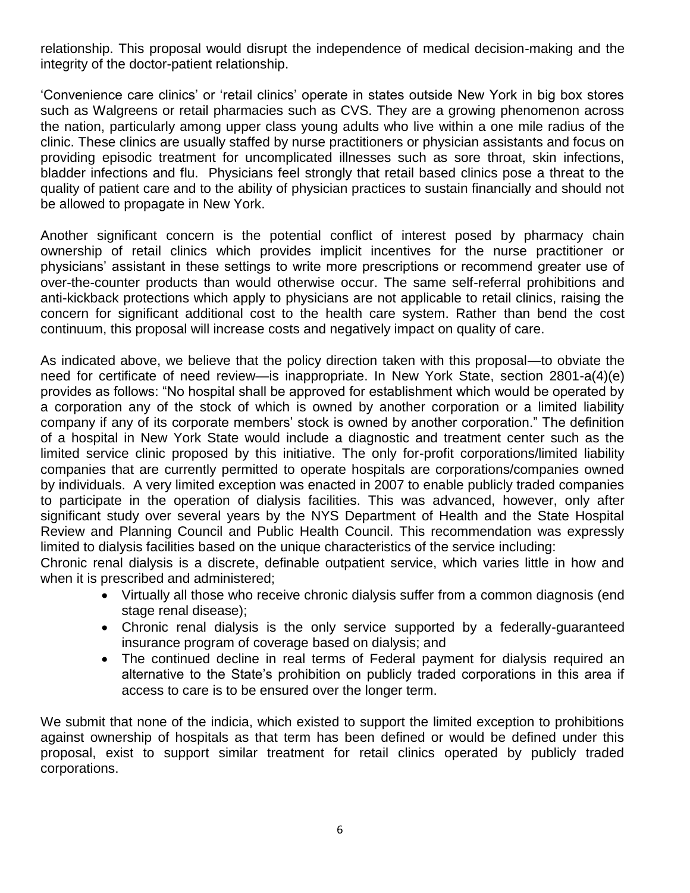relationship. This proposal would disrupt the independence of medical decision-making and the integrity of the doctor-patient relationship.

'Convenience care clinics' or 'retail clinics' operate in states outside New York in big box stores such as Walgreens or retail pharmacies such as CVS. They are a growing phenomenon across the nation, particularly among upper class young adults who live within a one mile radius of the clinic. These clinics are usually staffed by nurse practitioners or physician assistants and focus on providing episodic treatment for uncomplicated illnesses such as sore throat, skin infections, bladder infections and flu. Physicians feel strongly that retail based clinics pose a threat to the quality of patient care and to the ability of physician practices to sustain financially and should not be allowed to propagate in New York.

Another significant concern is the potential conflict of interest posed by pharmacy chain ownership of retail clinics which provides implicit incentives for the nurse practitioner or physicians' assistant in these settings to write more prescriptions or recommend greater use of over-the-counter products than would otherwise occur. The same self-referral prohibitions and anti-kickback protections which apply to physicians are not applicable to retail clinics, raising the concern for significant additional cost to the health care system. Rather than bend the cost continuum, this proposal will increase costs and negatively impact on quality of care.

As indicated above, we believe that the policy direction taken with this proposal—to obviate the need for certificate of need review—is inappropriate. In New York State, section 2801-a(4)(e) provides as follows: "No hospital shall be approved for establishment which would be operated by a corporation any of the stock of which is owned by another corporation or a limited liability company if any of its corporate members' stock is owned by another corporation." The definition of a hospital in New York State would include a diagnostic and treatment center such as the limited service clinic proposed by this initiative. The only for-profit corporations/limited liability companies that are currently permitted to operate hospitals are corporations/companies owned by individuals. A very limited exception was enacted in 2007 to enable publicly traded companies to participate in the operation of dialysis facilities. This was advanced, however, only after significant study over several years by the NYS Department of Health and the State Hospital Review and Planning Council and Public Health Council. This recommendation was expressly limited to dialysis facilities based on the unique characteristics of the service including:
Chronic renal dialysis is a discrete, definable outpatient service, which varies little in how and when it is prescribed and administered;

- Virtually all those who receive chronic dialysis suffer from a common diagnosis (end stage renal disease);
- Chronic renal dialysis is the only service supported by a federally-guaranteed insurance program of coverage based on dialysis; and
- The continued decline in real terms of Federal payment for dialysis required an alternative to the State's prohibition on publicly traded corporations in this area if access to care is to be ensured over the longer term.

We submit that none of the indicia, which existed to support the limited exception to prohibitions against ownership of hospitals as that term has been defined or would be defined under this proposal, exist to support similar treatment for retail clinics operated by publicly traded corporations.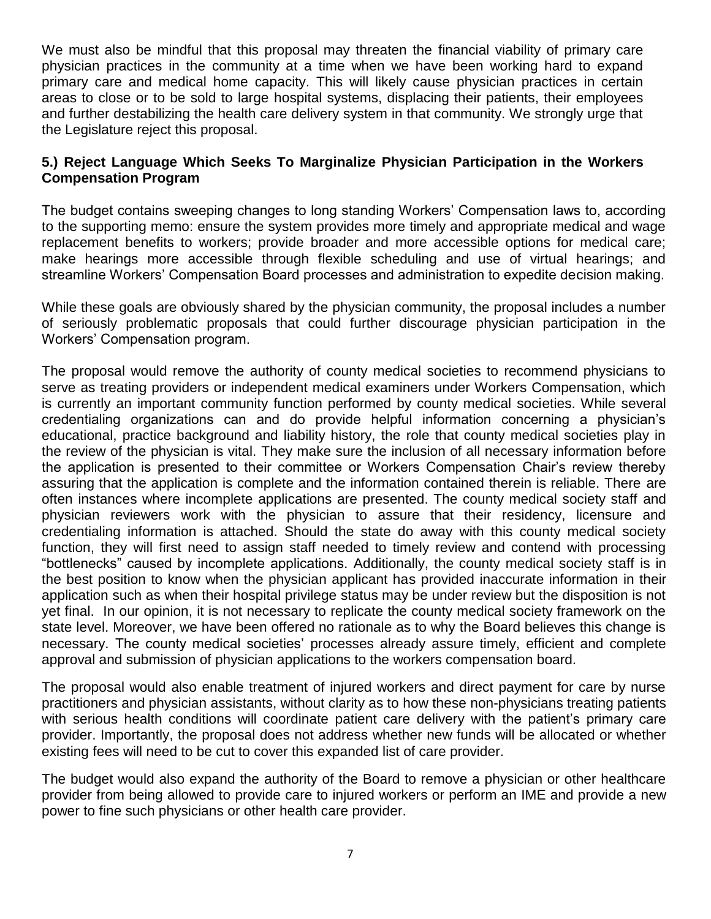We must also be mindful that this proposal may threaten the financial viability of primary care physician practices in the community at a time when we have been working hard to expand primary care and medical home capacity. This will likely cause physician practices in certain areas to close or to be sold to large hospital systems, displacing their patients, their employees and further destabilizing the health care delivery system in that community. We strongly urge that the Legislature reject this proposal.

### 5.) Reject Language Which Seeks To Marginalize Physician Participation in the Workers Compensation Program

The budget contains sweeping changes to long standing Workers' Compensation laws to, according to the supporting memo: ensure the system provides more timely and appropriate medical and wage replacement benefits to workers; provide broader and more accessible options for medical care; make hearings more accessible through flexible scheduling and use of virtual hearings; and streamline Workers' Compensation Board processes and administration to expedite decision making.

While these goals are obviously shared by the physician community, the proposal includes a number of seriously problematic proposals that could further discourage physician participation in the Workers' Compensation program.

The proposal would remove the authority of county medical societies to recommend physicians to serve as treating providers or independent medical examiners under Workers Compensation, which is currently an important community function performed by county medical societies. While several credentialing organizations can and do provide helpful information concerning a physician's educational, practice background and liability history, the role that county medical societies play in the review of the physician is vital. They make sure the inclusion of all necessary information before the application is presented to their committee or Workers Compensation Chair's review thereby assuring that the application is complete and the information contained therein is reliable. There are often instances where incomplete applications are presented. The county medical society staff and physician reviewers work with the physician to assure that their residency, licensure and credentialing information is attached. Should the state do away with this county medical society function, they will first need to assign staff needed to timely review and contend with processing "bottlenecks" caused by incomplete applications. Additionally, the county medical society staff is in the best position to know when the physician applicant has provided inaccurate information in their application such as when their hospital privilege status may be under review but the disposition is not yet final. In our opinion, it is not necessary to replicate the county medical society framework on the state level. Moreover, we have been offered no rationale as to why the Board believes this change is necessary. The county medical societies' processes already assure timely, efficient and complete approval and submission of physician applications to the workers compensation board.

The proposal would also enable treatment of injured workers and direct payment for care by nurse practitioners and physician assistants, without clarity as to how these non-physicians treating patients with serious health conditions will coordinate patient care delivery with the patient's primary care provider. Importantly, the proposal does not address whether new funds will be allocated or whether existing fees will need to be cut to cover this expanded list of care provider.

The budget would also expand the authority of the Board to remove a physician or other healthcare provider from being allowed to provide care to injured workers or perform an IME and provide a new power to fine such physicians or other health care provider.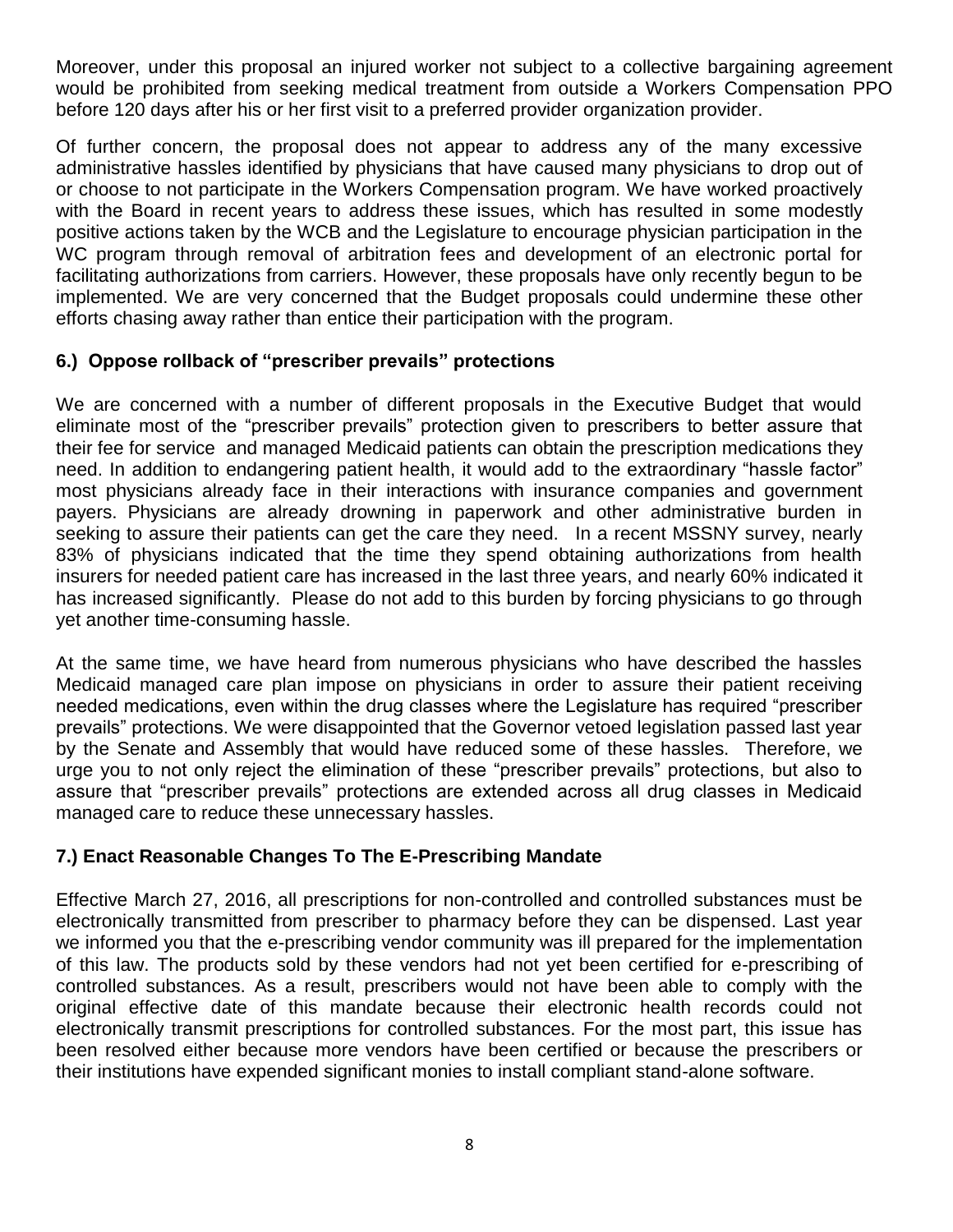Moreover, under this proposal an injured worker not subject to a collective bargaining agreement would be prohibited from seeking medical treatment from outside a Workers Compensation PPO before 120 days after his or her first visit to a preferred provider organization provider.

Of further concern, the proposal does not appear to address any of the many excessive administrative hassles identified by physicians that have caused many physicians to drop out of or choose to not participate in the Workers Compensation program. We have worked proactively with the Board in recent years to address these issues, which has resulted in some modestly positive actions taken by the WCB and the Legislature to encourage physician participation in the WC program through removal of arbitration fees and development of an electronic portal for facilitating authorizations from carriers. However, these proposals have only recently begun to be implemented. We are very concerned that the Budget proposals could undermine these other efforts chasing away rather than entice their participation with the program.

### 6.) Oppose rollback of "prescriber prevails" protections

We are concerned with a number of different proposals in the Executive Budget that would eliminate most of the "prescriber prevails" protection given to prescribers to better assure that their fee for service and managed Medicaid patients can obtain the prescription medications they need. In addition to endangering patient health, it would add to the extraordinary "hassle factor" most physicians already face in their interactions with insurance companies and government payers. Physicians are already drowning in paperwork and other administrative burden in seeking to assure their patients can get the care they need. In a recent MSSNY survey, nearly 83% of physicians indicated that the time they spend obtaining authorizations from health insurers for needed patient care has increased in the last three years, and nearly 60% indicated it has increased significantly. Please do not add to this burden by forcing physicians to go through yet another time-consuming hassle.

At the same time, we have heard from numerous physicians who have described the hassles Medicaid managed care plan impose on physicians in order to assure their patient receiving needed medications, even within the drug classes where the Legislature has required "prescriber prevails" protections. We were disappointed that the Governor vetoed legislation passed last year by the Senate and Assembly that would have reduced some of these hassles. Therefore, we urge you to not only reject the elimination of these "prescriber prevails" protections, but also to assure that "prescriber prevails" protections are extended across all drug classes in Medicaid managed care to reduce these unnecessary hassles.

### 7.) Enact Reasonable Changes To The E-Prescribing Mandate

Effective March 27, 2016, all prescriptions for non-controlled and controlled substances must be electronically transmitted from prescriber to pharmacy before they can be dispensed. Last year we informed you that the e-prescribing vendor community was ill prepared for the implementation of this law. The products sold by these vendors had not yet been certified for e-prescribing of controlled substances. As a result, prescribers would not have been able to comply with the original effective date of this mandate because their electronic health records could not electronically transmit prescriptions for controlled substances. For the most part, this issue has been resolved either because more vendors have been certified or because the prescribers or their institutions have expended significant monies to install compliant stand-alone software.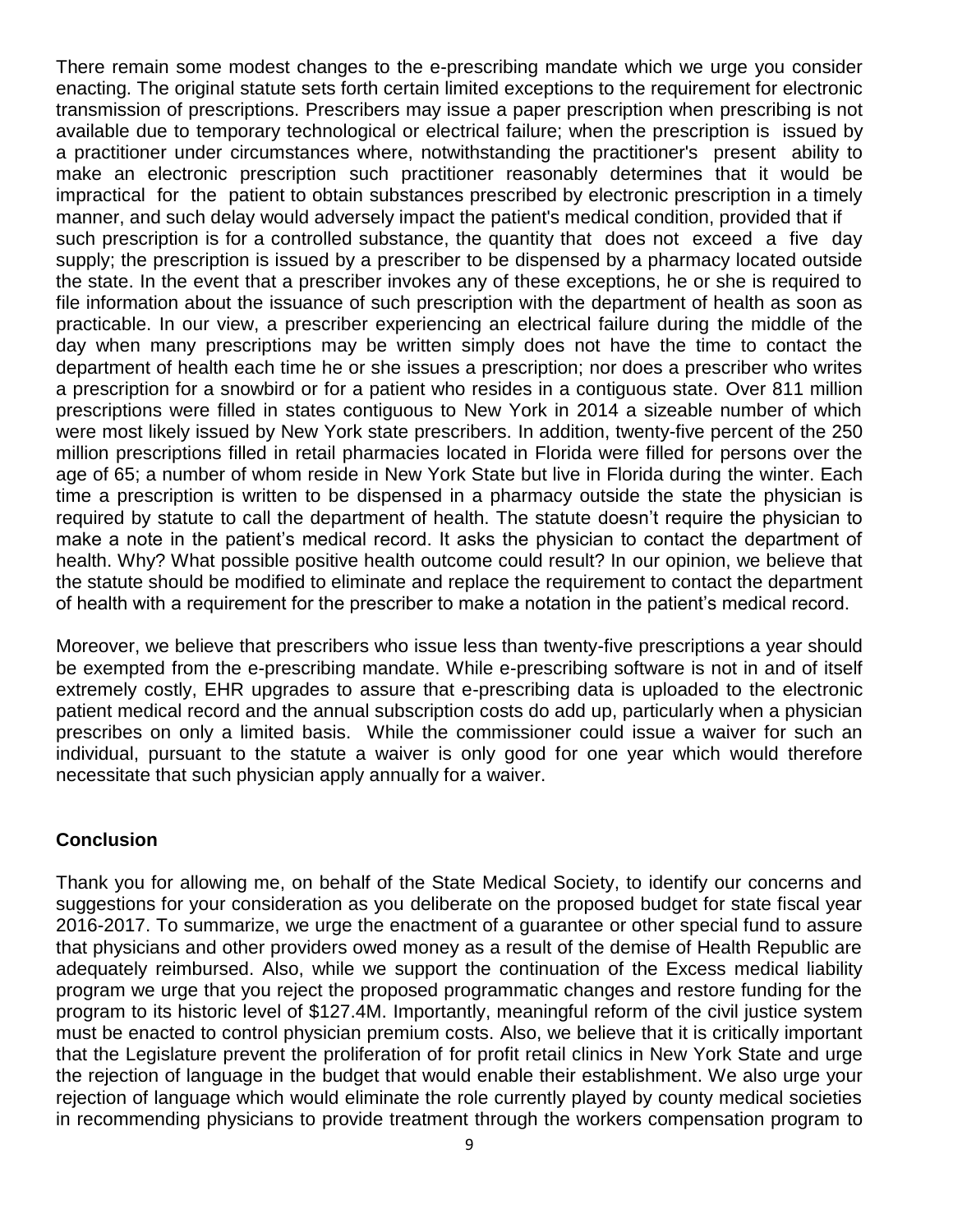There remain some modest changes to the e-prescribing mandate which we urge you consider enacting. The original statute sets forth certain limited exceptions to the requirement for electronic transmission of prescriptions. Prescribers may issue a paper prescription when prescribing is not available due to temporary technological or electrical failure; when the prescription is issued by a practitioner under circumstances where, notwithstanding the practitioner's present ability to make an electronic prescription such practitioner reasonably determines that it would be impractical for the patient to obtain substances prescribed by electronic prescription in a timely manner, and such delay would adversely impact the patient's medical condition, provided that if such prescription is for a controlled substance, the quantity that does not exceed a five day supply; the prescription is issued by a prescriber to be dispensed by a pharmacy located outside the state. In the event that a prescriber invokes any of these exceptions, he or she is required to file information about the issuance of such prescription with the department of health as soon as practicable. In our view, a prescriber experiencing an electrical failure during the middle of the day when many prescriptions may be written simply does not have the time to contact the department of health each time he or she issues a prescription; nor does a prescriber who writes a prescription for a snowbird or for a patient who resides in a contiguous state. Over 811 million prescriptions were filled in states contiguous to New York in 2014 a sizeable number of which were most likely issued by New York state prescribers. In addition, twenty-five percent of the 250 million prescriptions filled in retail pharmacies located in Florida were filled for persons over the age of 65; a number of whom reside in New York State but live in Florida during the winter. Each time a prescription is written to be dispensed in a pharmacy outside the state the physician is required by statute to call the department of health. The statute doesn't require the physician to make a note in the patient's medical record. It asks the physician to contact the department of health. Why? What possible positive health outcome could result? In our opinion, we believe that the statute should be modified to eliminate and replace the requirement to contact the department of health with a requirement for the prescriber to make a notation in the patient's medical record.

Moreover, we believe that prescribers who issue less than twenty-five prescriptions a year should be exempted from the e-prescribing mandate. While e-prescribing software is not in and of itself extremely costly, EHR upgrades to assure that e-prescribing data is uploaded to the electronic patient medical record and the annual subscription costs do add up, particularly when a physician prescribes on only a limited basis. While the commissioner could issue a waiver for such an individual, pursuant to the statute a waiver is only good for one year which would therefore necessitate that such physician apply annually for a waiver.

## Conclusion

Thank you for allowing me, on behalf of the State Medical Society, to identify our concerns and suggestions for your consideration as you deliberate on the proposed budget for state fiscal year 2016-2017. To summarize, we urge the enactment of a guarantee or other special fund to assure that physicians and other providers owed money as a result of the demise of Health Republic are adequately reimbursed. Also, while we support the continuation of the Excess medical liability program we urge that you reject the proposed programmatic changes and restore funding for the program to its historic level of $127.4M. Importantly, meaningful reform of the civil justice system must be enacted to control physician premium costs. Also, we believe that it is critically important that the Legislature prevent the proliferation of for profit retail clinics in New York State and urge the rejection of language in the budget that would enable their establishment. We also urge your rejection of language which would eliminate the role currently played by county medical societies in recommending physicians to provide treatment through the workers compensation program to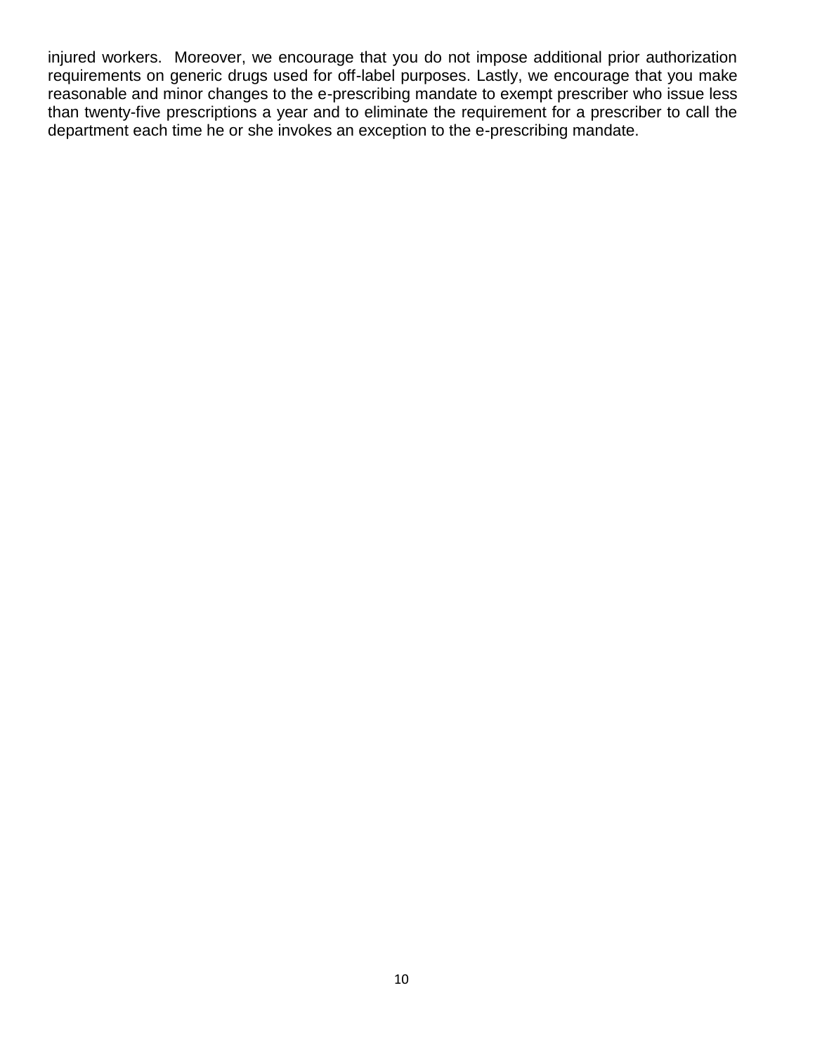injured workers. Moreover, we encourage that you do not impose additional prior authorization requirements on generic drugs used for off-label purposes. Lastly, we encourage that you make reasonable and minor changes to the e-prescribing mandate to exempt prescriber who issue less than twenty-five prescriptions a year and to eliminate the requirement for a prescriber to call the department each time he or she invokes an exception to the e-prescribing mandate.